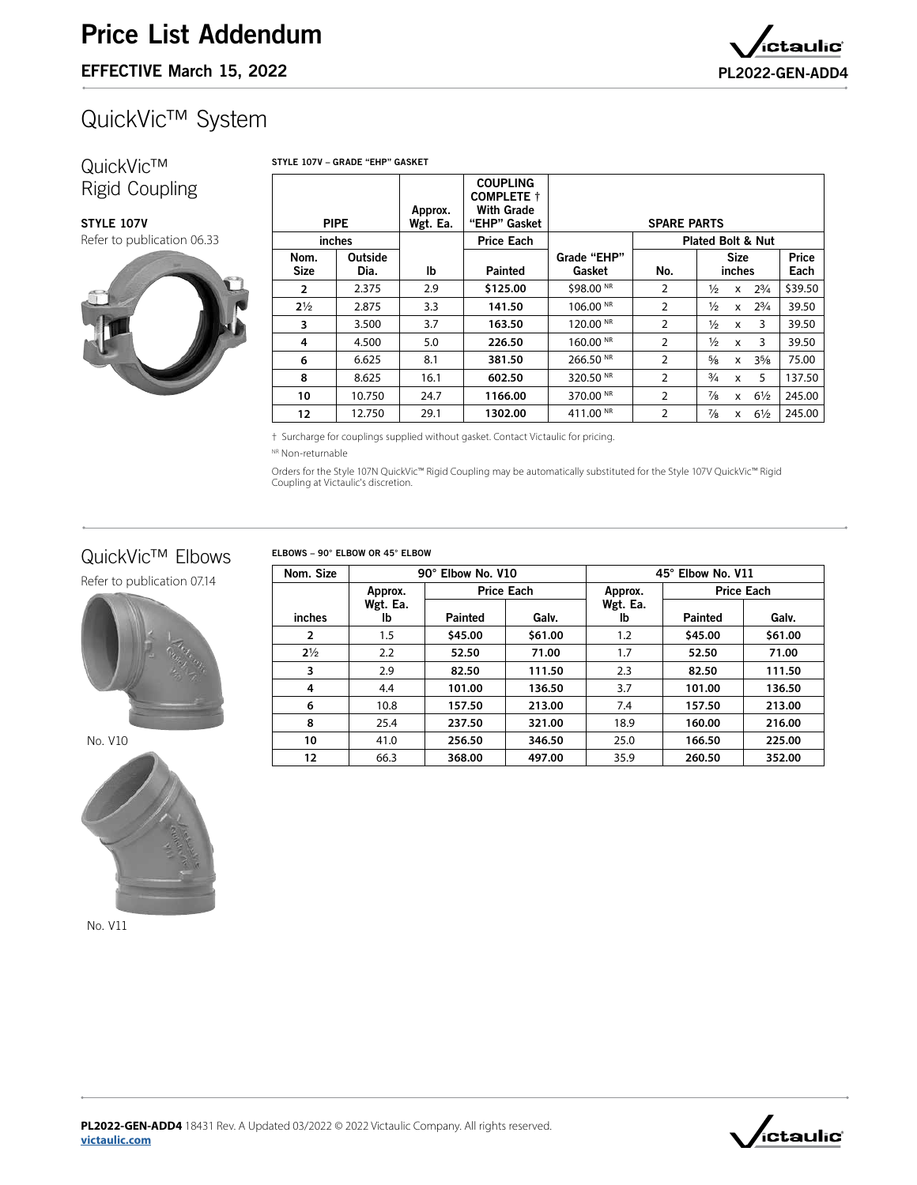# Price List Addendum

**EFFECTIVE March 15, 2022**

**PL2022-GEN-ADD4**

## QuickVic™ System

### QuickVic™ Rigid Coupling

**STYLE 107V**

Refer to publication 06.33

**STYLE 107V – GRADE "EHP" GASKET**

| PIPE | | Approx. Wgt. Ea. | COUPLING COMPLETE † With Grade "EHP" Gasket | SPARE PARTS | | | |
|---|---|---|---|---|---|---|---|
| inches | | | Price Each | | Plated Bolt & Nut | | |
| Nom. Size | Outside Dia. | lb | Painted | Grade "EHP" Gasket | No. | Size inches | Price Each |
| **2** | 2.375 | 2.9 | **$125.00** | $98.00 NR | 2 | ½ x 2¾ | $39.50 |
| **2½** | 2.875 | 3.3 | **141.50** | 106.00 NR | 2 | ½ x 2¾ | 39.50 |
| **3** | 3.500 | 3.7 | **163.50** | 120.00 NR | 2 | ½ x 3 | 39.50 |
| **4** | 4.500 | 5.0 | **226.50** | 160.00 NR | 2 | ½ x 3 | 39.50 |
| **6** | 6.625 | 8.1 | **381.50** | 266.50 NR | 2 | ⅝ x 3⅝ | 75.00 |
| **8** | 8.625 | 16.1 | **602.50** | 320.50 NR | 2 | ¾ x 5 | 137.50 |
| **10** | 10.750 | 24.7 | **1166.00** | 370.00 NR | 2 | ⅞ x 6½ | 245.00 |
| **12** | 12.750 | 29.1 | **1302.00** | 411.00 NR | 2 | ⅞ x 6½ | 245.00 |

† Surcharge for couplings supplied without gasket. Contact Victaulic for pricing.

NR Non-returnable

Orders for the Style 107N QuickVic™ Rigid Coupling may be automatically substituted for the Style 107V QuickVic™ Rigid Coupling at Victaulic's discretion.

### QuickVic™ Elbows

Refer to publication 07.14

No. V10

No. V11

**ELBOWS – 90° ELBOW OR 45° ELBOW**

| Nom. Size | 90° Elbow No. V10 | | | 45° Elbow No. V11 | | |
|---|---|---|---|---|---|---|
| | Approx. Wgt. Ea. | Price Each | | Approx. Wgt. Ea. | Price Each | |
| inches | lb | Painted | Galv. | lb | Painted | Galv. |
| **2** | 1.5 | **$45.00** | **$61.00** | 1.2 | **$45.00** | **$61.00** |
| **2½** | 2.2 | **52.50** | **71.00** | 1.7 | **52.50** | **71.00** |
| **3** | 2.9 | **82.50** | **111.50** | 2.3 | **82.50** | **111.50** |
| **4** | 4.4 | **101.00** | **136.50** | 3.7 | **101.00** | **136.50** |
| **6** | 10.8 | **157.50** | **213.00** | 7.4 | **157.50** | **213.00** |
| **8** | 25.4 | **237.50** | **321.00** | 18.9 | **160.00** | **216.00** |
| **10** | 41.0 | **256.50** | **346.50** | 25.0 | **166.50** | **225.00** |
| **12** | 66.3 | **368.00** | **497.00** | 35.9 | **260.50** | **352.00** |

**PL2022-GEN-ADD4** 18431 Rev. A Updated 03/2022 © 2022 Victaulic Company. All rights reserved.
**victaulic.com**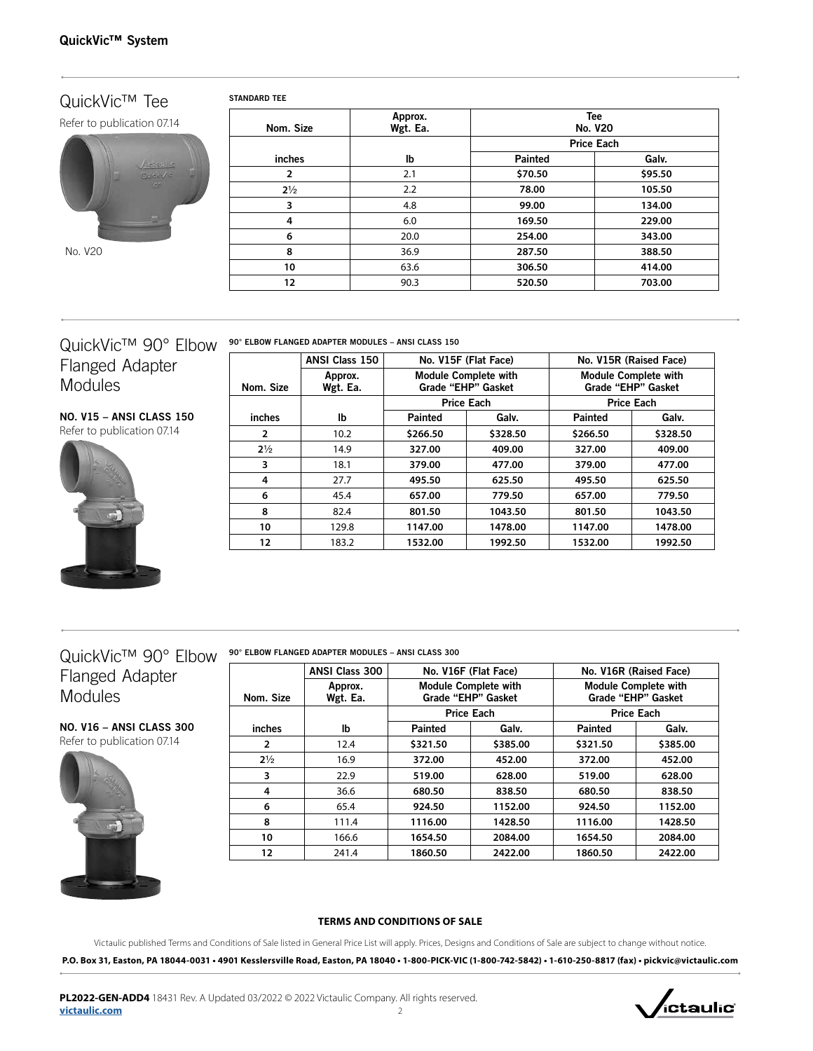## QuickVic™ Tee

Refer to publication 07.14

No. V20

**STANDARD TEE**

| Nom. Size | Approx. Wgt. Ea. | Tee No. V20 | |
|---|---|---|---|
| | | Price Each | |
| inches | lb | Painted | Galv. |
| 2 | 2.1 | $70.50 | $95.50 |
| 2½ | 2.2 | 78.00 | 105.50 |
| 3 | 4.8 | 99.00 | 134.00 |
| 4 | 6.0 | 169.50 | 229.00 |
| 6 | 20.0 | 254.00 | 343.00 |
| 8 | 36.9 | 287.50 | 388.50 |
| 10 | 63.6 | 306.50 | 414.00 |
| 12 | 90.3 | 520.50 | 703.00 |

## QuickVic™ 90° Elbow Flanged Adapter Modules

**NO. V15 – ANSI CLASS 150**

Refer to publication 07.14

**90° ELBOW FLANGED ADAPTER MODULES – ANSI CLASS 150**

| | ANSI Class 150 | No. V15F (Flat Face) | | No. V15R (Raised Face) | |
|---|---|---|---|---|---|
| Nom. Size | Approx. Wgt. Ea. | Module Complete with Grade "EHP" Gasket | | Module Complete with Grade "EHP" Gasket | |
| | | Price Each | | Price Each | |
| inches | lb | Painted | Galv. | Painted | Galv. |
| 2 | 10.2 | $266.50 | $328.50 | $266.50 | $328.50 |
| 2½ | 14.9 | 327.00 | 409.00 | 327.00 | 409.00 |
| 3 | 18.1 | 379.00 | 477.00 | 379.00 | 477.00 |
| 4 | 27.7 | 495.50 | 625.50 | 495.50 | 625.50 |
| 6 | 45.4 | 657.00 | 779.50 | 657.00 | 779.50 |
| 8 | 82.4 | 801.50 | 1043.50 | 801.50 | 1043.50 |
| 10 | 129.8 | 1147.00 | 1478.00 | 1147.00 | 1478.00 |
| 12 | 183.2 | 1532.00 | 1992.50 | 1532.00 | 1992.50 |

## QuickVic™ 90° Elbow Flanged Adapter Modules

**NO. V16 – ANSI CLASS 300**

Refer to publication 07.14

**90° ELBOW FLANGED ADAPTER MODULES – ANSI CLASS 300**

| | ANSI Class 300 | No. V16F (Flat Face) | | No. V16R (Raised Face) | |
|---|---|---|---|---|---|
| Nom. Size | Approx. Wgt. Ea. | Module Complete with Grade "EHP" Gasket | | Module Complete with Grade "EHP" Gasket | |
| | | Price Each | | Price Each | |
| inches | lb | Painted | Galv. | Painted | Galv. |
| 2 | 12.4 | $321.50 | $385.00 | $321.50 | $385.00 |
| 2½ | 16.9 | 372.00 | 452.00 | 372.00 | 452.00 |
| 3 | 22.9 | 519.00 | 628.00 | 519.00 | 628.00 |
| 4 | 36.6 | 680.50 | 838.50 | 680.50 | 838.50 |
| 6 | 65.4 | 924.50 | 1152.00 | 924.50 | 1152.00 |
| 8 | 111.4 | 1116.00 | 1428.50 | 1116.00 | 1428.50 |
| 10 | 166.6 | 1654.50 | 2084.00 | 1654.50 | 2084.00 |
| 12 | 241.4 | 1860.50 | 2422.00 | 1860.50 | 2422.00 |

**TERMS AND CONDITIONS OF SALE**

Victaulic published Terms and Conditions of Sale listed in General Price List will apply. Prices, Designs and Conditions of Sale are subject to change without notice.

**P.O. Box 31, Easton, PA 18044-0031 • 4901 Kesslersville Road, Easton, PA 18040 • 1-800-PICK-VIC (1-800-742-5842) • 1-610-250-8817 (fax) • pickvic@victaulic.com**

**PL2022-GEN-ADD4** 18431 Rev. A Updated 03/2022 © 2022 Victaulic Company. All rights reserved.

**victaulic.com**